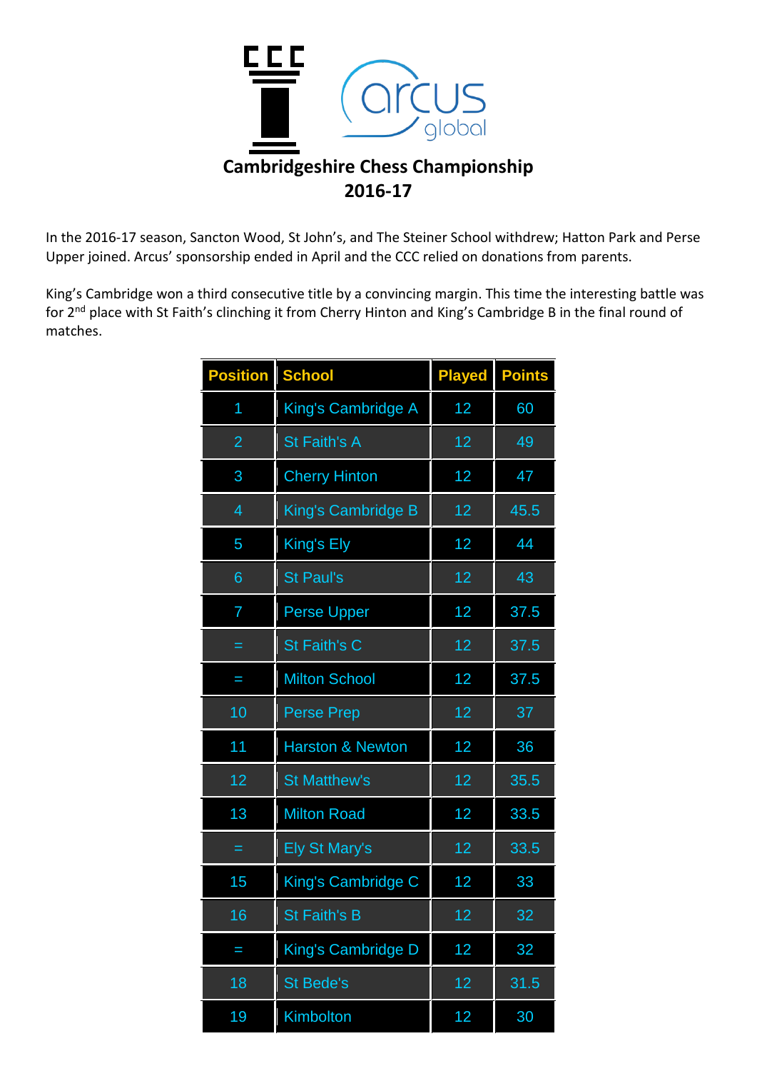# Cambridgeshire Chess Championship 2016-17

In the 2016-17 season, Sancton Wood, St John's, and The Steiner School withdrew; Hatton Park and Perse Upper joined. Arcus' sponsorship ended in April and the CCC relied on donations from parents.

King's Cambridge won a third consecutive title by a convincing margin. This time the interesting battle was for 2nd place with St Faith's clinching it from Cherry Hinton and King's Cambridge B in the final round of matches.

| Position | School | Played | Points |
|---|---|---|---|
| 1 | King's Cambridge A | 12 | 60 |
| 2 | St Faith's A | 12 | 49 |
| 3 | Cherry Hinton | 12 | 47 |
| 4 | King's Cambridge B | 12 | 45.5 |
| 5 | King's Ely | 12 | 44 |
| 6 | St Paul's | 12 | 43 |
| 7 | Perse Upper | 12 | 37.5 |
| = | St Faith's C | 12 | 37.5 |
| = | Milton School | 12 | 37.5 |
| 10 | Perse Prep | 12 | 37 |
| 11 | Harston & Newton | 12 | 36 |
| 12 | St Matthew's | 12 | 35.5 |
| 13 | Milton Road | 12 | 33.5 |
| = | Ely St Mary's | 12 | 33.5 |
| 15 | King's Cambridge C | 12 | 33 |
| 16 | St Faith's B | 12 | 32 |
| = | King's Cambridge D | 12 | 32 |
| 18 | St Bede's | 12 | 31.5 |
| 19 | Kimbolton | 12 | 30 |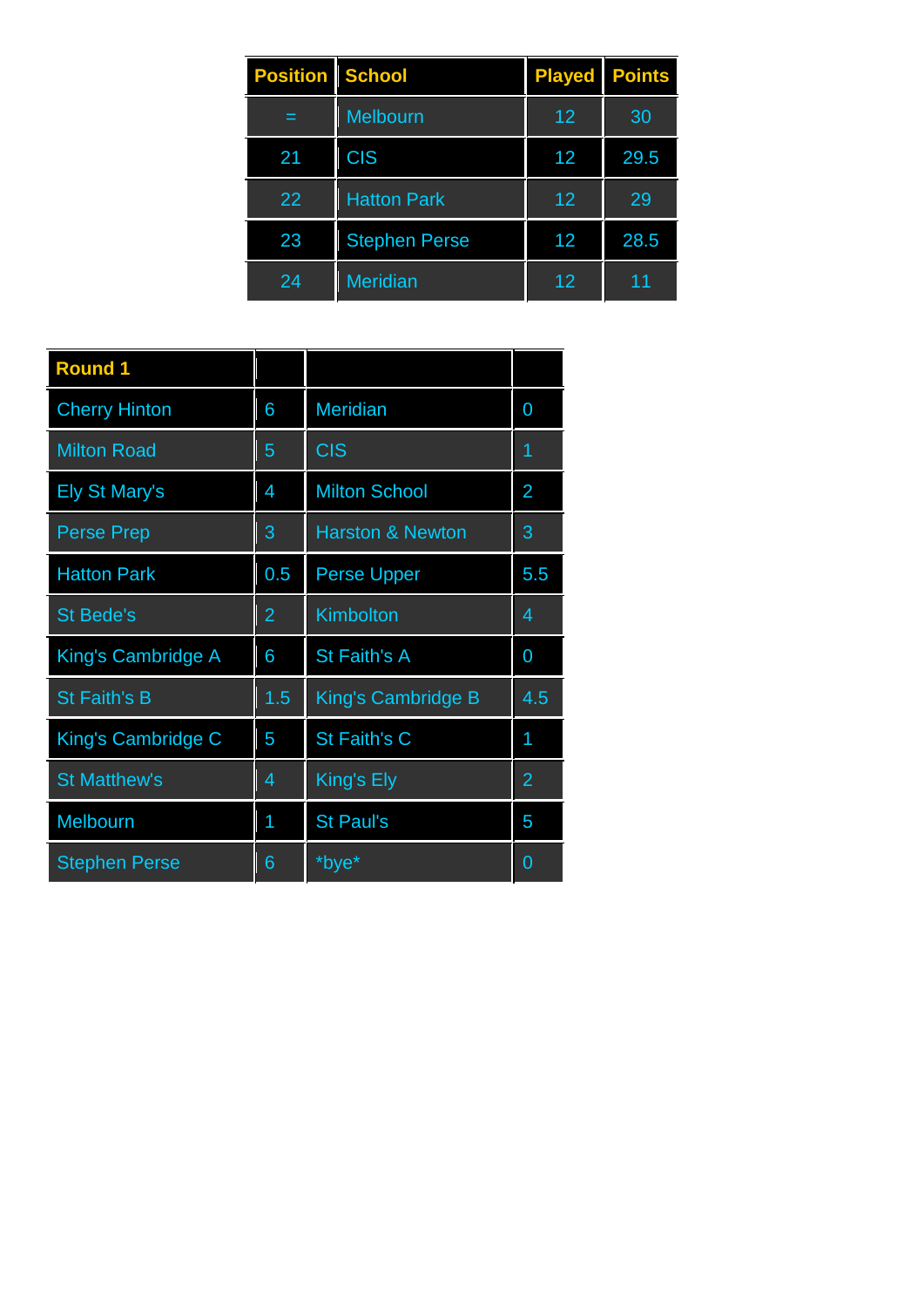| Position | School | Played | Points |
|---|---|---|---|
| = | Melbourn | 12 | 30 |
| 21 | CIS | 12 | 29.5 |
| 22 | Hatton Park | 12 | 29 |
| 23 | Stephen Perse | 12 | 28.5 |
| 24 | Meridian | 12 | 11 |

| Round 1 | | | |
|---|---|---|---|
| Cherry Hinton | 6 | Meridian | 0 |
| Milton Road | 5 | CIS | 1 |
| Ely St Mary's | 4 | Milton School | 2 |
| Perse Prep | 3 | Harston & Newton | 3 |
| Hatton Park | 0.5 | Perse Upper | 5.5 |
| St Bede's | 2 | Kimbolton | 4 |
| King's Cambridge A | 6 | St Faith's A | 0 |
| St Faith's B | 1.5 | King's Cambridge B | 4.5 |
| King's Cambridge C | 5 | St Faith's C | 1 |
| St Matthew's | 4 | King's Ely | 2 |
| Melbourn | 1 | St Paul's | 5 |
| Stephen Perse | 6 | *bye* | 0 |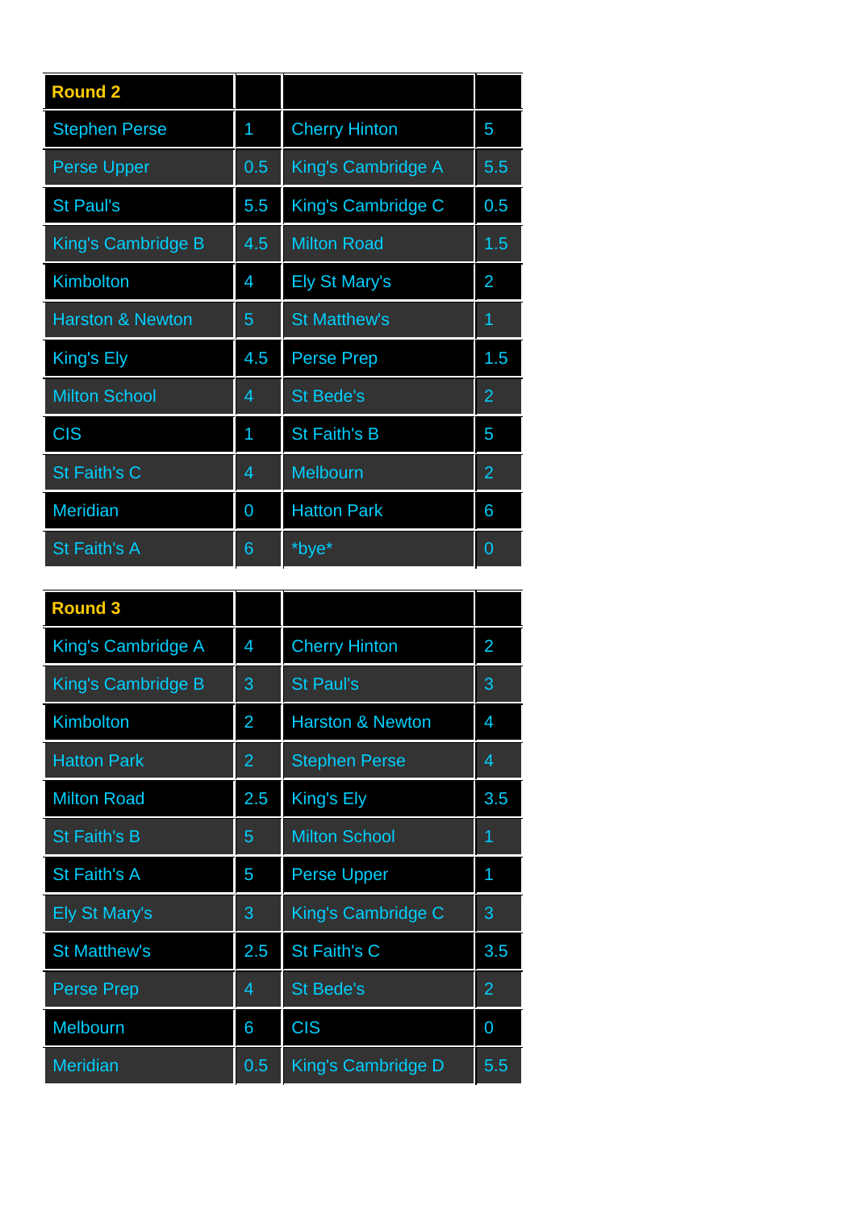| Round 2 | | | |
|---|---|---|---|
| Stephen Perse | 1 | Cherry Hinton | 5 |
| Perse Upper | 0.5 | King's Cambridge A | 5.5 |
| St Paul's | 5.5 | King's Cambridge C | 0.5 |
| King's Cambridge B | 4.5 | Milton Road | 1.5 |
| Kimbolton | 4 | Ely St Mary's | 2 |
| Harston & Newton | 5 | St Matthew's | 1 |
| King's Ely | 4.5 | Perse Prep | 1.5 |
| Milton School | 4 | St Bede's | 2 |
| CIS | 1 | St Faith's B | 5 |
| St Faith's C | 4 | Melbourn | 2 |
| Meridian | 0 | Hatton Park | 6 |
| St Faith's A | 6 | *bye* | 0 |

| Round 3 | | | |
|---|---|---|---|
| King's Cambridge A | 4 | Cherry Hinton | 2 |
| King's Cambridge B | 3 | St Paul's | 3 |
| Kimbolton | 2 | Harston & Newton | 4 |
| Hatton Park | 2 | Stephen Perse | 4 |
| Milton Road | 2.5 | King's Ely | 3.5 |
| St Faith's B | 5 | Milton School | 1 |
| St Faith's A | 5 | Perse Upper | 1 |
| Ely St Mary's | 3 | King's Cambridge C | 3 |
| St Matthew's | 2.5 | St Faith's C | 3.5 |
| Perse Prep | 4 | St Bede's | 2 |
| Melbourn | 6 | CIS | 0 |
| Meridian | 0.5 | King's Cambridge D | 5.5 |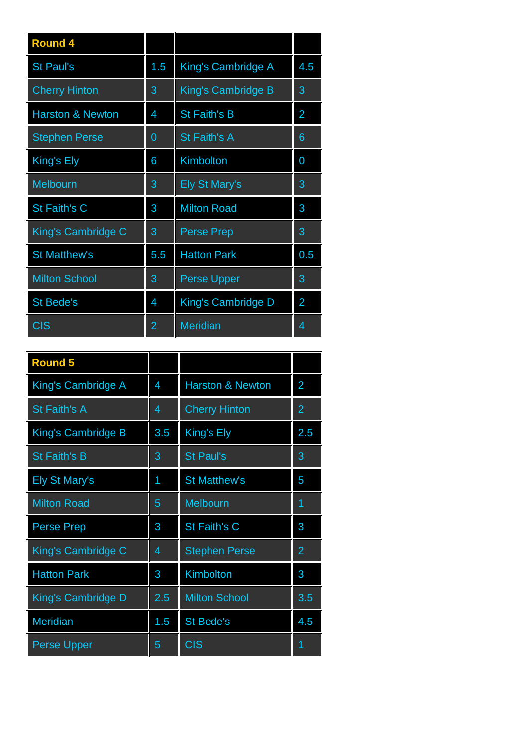| Round 4 | | | |
| --- | --- | --- | --- |
| St Paul's | 1.5 | King's Cambridge A | 4.5 |
| Cherry Hinton | 3 | King's Cambridge B | 3 |
| Harston & Newton | 4 | St Faith's B | 2 |
| Stephen Perse | 0 | St Faith's A | 6 |
| King's Ely | 6 | Kimbolton | 0 |
| Melbourn | 3 | Ely St Mary's | 3 |
| St Faith's C | 3 | Milton Road | 3 |
| King's Cambridge C | 3 | Perse Prep | 3 |
| St Matthew's | 5.5 | Hatton Park | 0.5 |
| Milton School | 3 | Perse Upper | 3 |
| St Bede's | 4 | King's Cambridge D | 2 |
| CIS | 2 | Meridian | 4 |

| Round 5 | | | |
| --- | --- | --- | --- |
| King's Cambridge A | 4 | Harston & Newton | 2 |
| St Faith's A | 4 | Cherry Hinton | 2 |
| King's Cambridge B | 3.5 | King's Ely | 2.5 |
| St Faith's B | 3 | St Paul's | 3 |
| Ely St Mary's | 1 | St Matthew's | 5 |
| Milton Road | 5 | Melbourn | 1 |
| Perse Prep | 3 | St Faith's C | 3 |
| King's Cambridge C | 4 | Stephen Perse | 2 |
| Hatton Park | 3 | Kimbolton | 3 |
| King's Cambridge D | 2.5 | Milton School | 3.5 |
| Meridian | 1.5 | St Bede's | 4.5 |
| Perse Upper | 5 | CIS | 1 |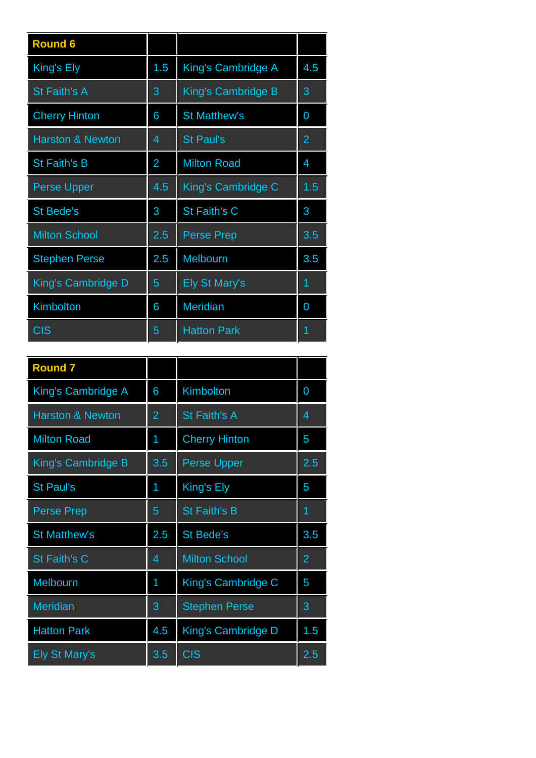| Round 6 | | | |
|---|---|---|---|
| King's Ely | 1.5 | King's Cambridge A | 4.5 |
| St Faith's A | 3 | King's Cambridge B | 3 |
| Cherry Hinton | 6 | St Matthew's | 0 |
| Harston & Newton | 4 | St Paul's | 2 |
| St Faith's B | 2 | Milton Road | 4 |
| Perse Upper | 4.5 | King's Cambridge C | 1.5 |
| St Bede's | 3 | St Faith's C | 3 |
| Milton School | 2.5 | Perse Prep | 3.5 |
| Stephen Perse | 2.5 | Melbourn | 3.5 |
| King's Cambridge D | 5 | Ely St Mary's | 1 |
| Kimbolton | 6 | Meridian | 0 |
| CIS | 5 | Hatton Park | 1 |

| Round 7 | | | |
|---|---|---|---|
| King's Cambridge A | 6 | Kimbolton | 0 |
| Harston & Newton | 2 | St Faith's A | 4 |
| Milton Road | 1 | Cherry Hinton | 5 |
| King's Cambridge B | 3.5 | Perse Upper | 2.5 |
| St Paul's | 1 | King's Ely | 5 |
| Perse Prep | 5 | St Faith's B | 1 |
| St Matthew's | 2.5 | St Bede's | 3.5 |
| St Faith's C | 4 | Milton School | 2 |
| Melbourn | 1 | King's Cambridge C | 5 |
| Meridian | 3 | Stephen Perse | 3 |
| Hatton Park | 4.5 | King's Cambridge D | 1.5 |
| Ely St Mary's | 3.5 | CIS | 2.5 |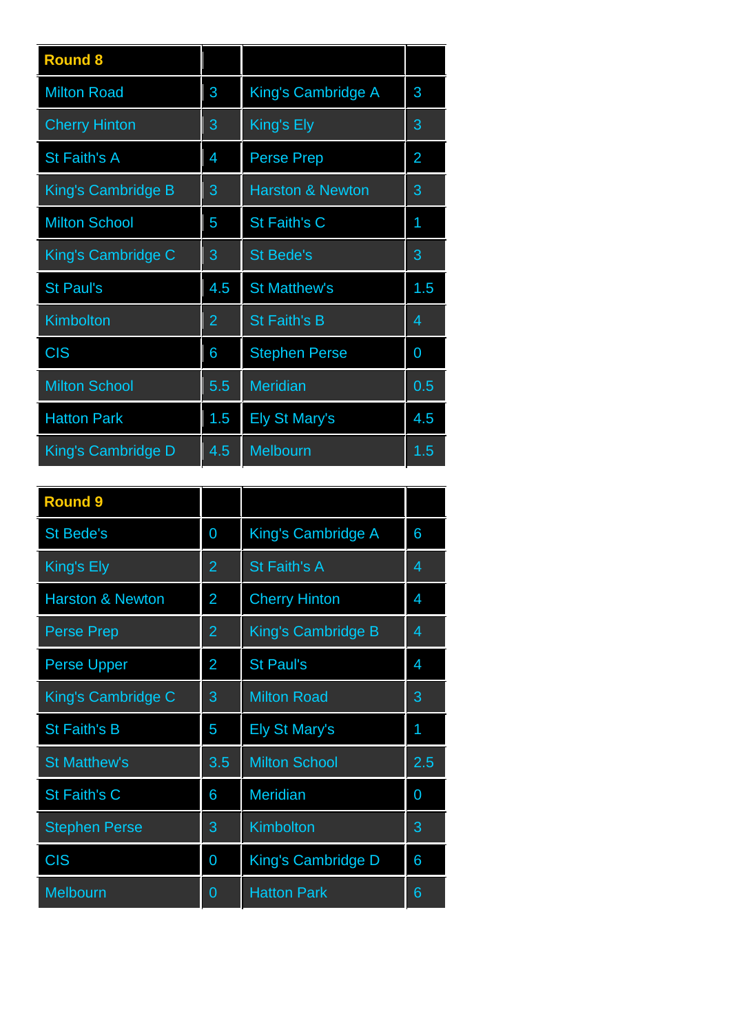| Round 8 | | | |
| --- | --- | --- | --- |
| Milton Road | 3 | King's Cambridge A | 3 |
| Cherry Hinton | 3 | King's Ely | 3 |
| St Faith's A | 4 | Perse Prep | 2 |
| King's Cambridge B | 3 | Harston & Newton | 3 |
| Milton School | 5 | St Faith's C | 1 |
| King's Cambridge C | 3 | St Bede's | 3 |
| St Paul's | 4.5 | St Matthew's | 1.5 |
| Kimbolton | 2 | St Faith's B | 4 |
| CIS | 6 | Stephen Perse | 0 |
| Milton School | 5.5 | Meridian | 0.5 |
| Hatton Park | 1.5 | Ely St Mary's | 4.5 |
| King's Cambridge D | 4.5 | Melbourn | 1.5 |

| Round 9 | | | |
| --- | --- | --- | --- |
| St Bede's | 0 | King's Cambridge A | 6 |
| King's Ely | 2 | St Faith's A | 4 |
| Harston & Newton | 2 | Cherry Hinton | 4 |
| Perse Prep | 2 | King's Cambridge B | 4 |
| Perse Upper | 2 | St Paul's | 4 |
| King's Cambridge C | 3 | Milton Road | 3 |
| St Faith's B | 5 | Ely St Mary's | 1 |
| St Matthew's | 3.5 | Milton School | 2.5 |
| St Faith's C | 6 | Meridian | 0 |
| Stephen Perse | 3 | Kimbolton | 3 |
| CIS | 0 | King's Cambridge D | 6 |
| Melbourn | 0 | Hatton Park | 6 |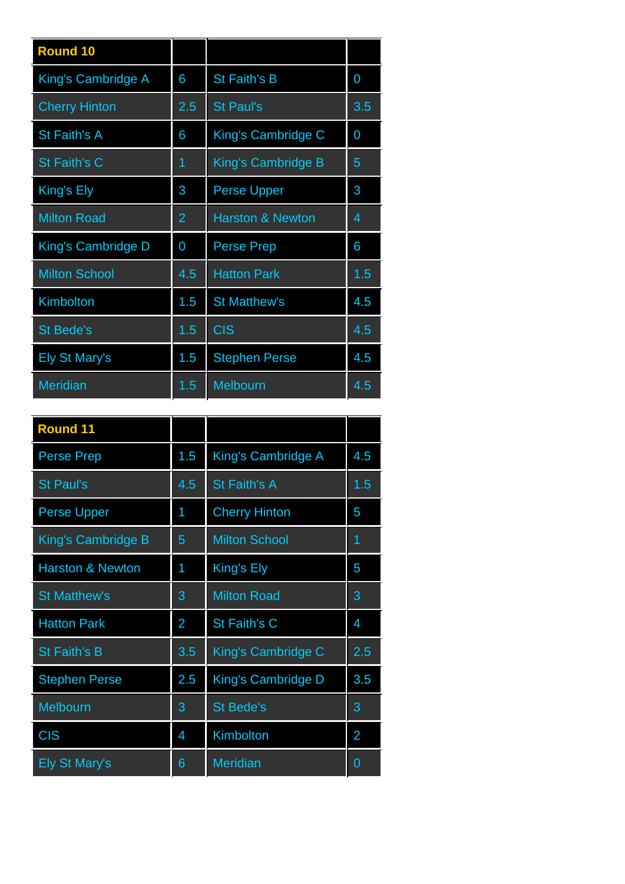| Round 10 | | | |
| --- | --- | --- | --- |
| King's Cambridge A | 6 | St Faith's B | 0 |
| Cherry Hinton | 2.5 | St Paul's | 3.5 |
| St Faith's A | 6 | King's Cambridge C | 0 |
| St Faith's C | 1 | King's Cambridge B | 5 |
| King's Ely | 3 | Perse Upper | 3 |
| Milton Road | 2 | Harston & Newton | 4 |
| King's Cambridge D | 0 | Perse Prep | 6 |
| Milton School | 4.5 | Hatton Park | 1.5 |
| Kimbolton | 1.5 | St Matthew's | 4.5 |
| St Bede's | 1.5 | CIS | 4.5 |
| Ely St Mary's | 1.5 | Stephen Perse | 4.5 |
| Meridian | 1.5 | Melbourn | 4.5 |

| Round 11 | | | |
| --- | --- | --- | --- |
| Perse Prep | 1.5 | King's Cambridge A | 4.5 |
| St Paul's | 4.5 | St Faith's A | 1.5 |
| Perse Upper | 1 | Cherry Hinton | 5 |
| King's Cambridge B | 5 | Milton School | 1 |
| Harston & Newton | 1 | King's Ely | 5 |
| St Matthew's | 3 | Milton Road | 3 |
| Hatton Park | 2 | St Faith's C | 4 |
| St Faith's B | 3.5 | King's Cambridge C | 2.5 |
| Stephen Perse | 2.5 | King's Cambridge D | 3.5 |
| Melbourn | 3 | St Bede's | 3 |
| CIS | 4 | Kimbolton | 2 |
| Ely St Mary's | 6 | Meridian | 0 |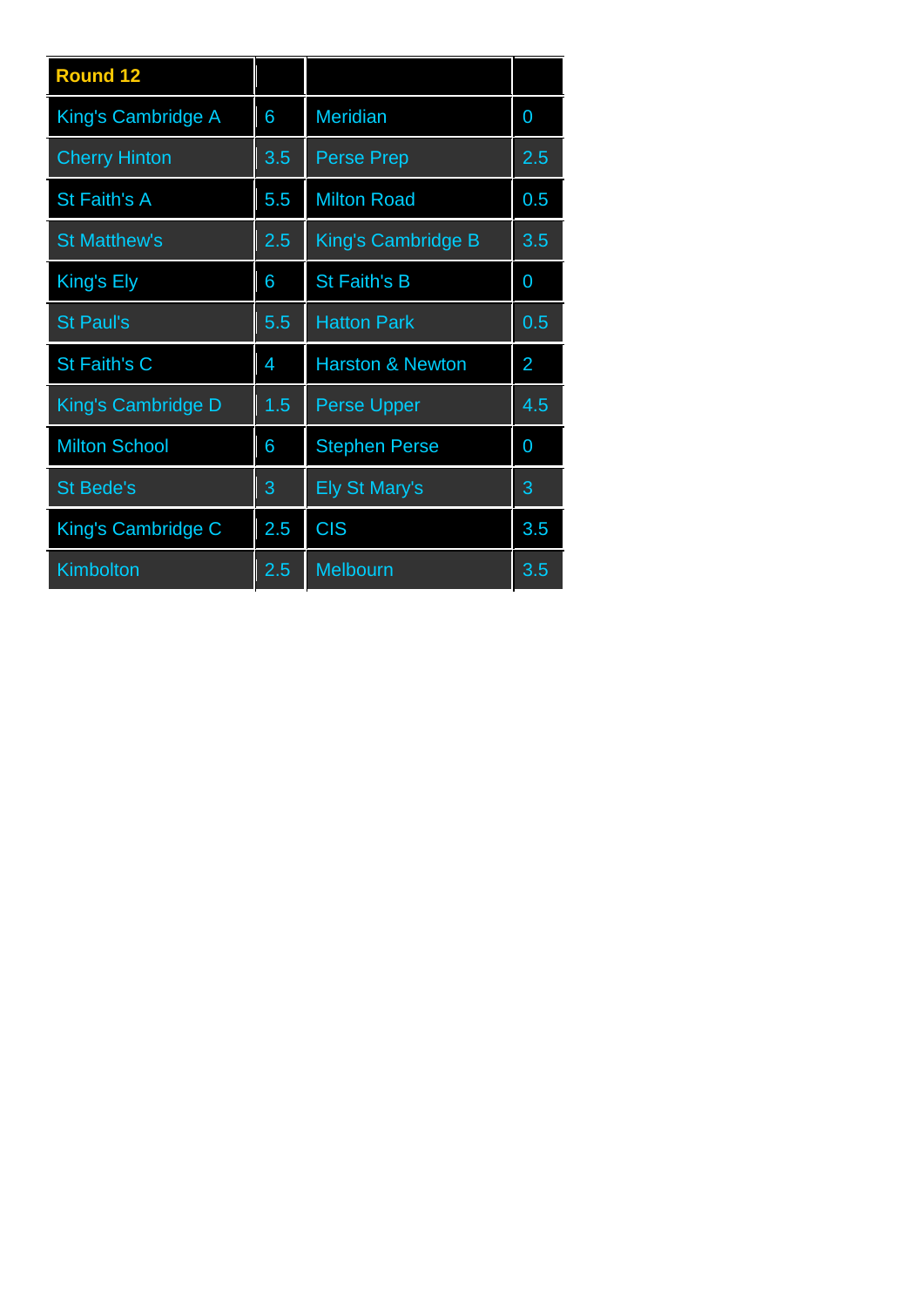| Round 12 | | | |
| --- | --- | --- | --- |
| King's Cambridge A | 6 | Meridian | 0 |
| Cherry Hinton | 3.5 | Perse Prep | 2.5 |
| St Faith's A | 5.5 | Milton Road | 0.5 |
| St Matthew's | 2.5 | King's Cambridge B | 3.5 |
| King's Ely | 6 | St Faith's B | 0 |
| St Paul's | 5.5 | Hatton Park | 0.5 |
| St Faith's C | 4 | Harston & Newton | 2 |
| King's Cambridge D | 1.5 | Perse Upper | 4.5 |
| Milton School | 6 | Stephen Perse | 0 |
| St Bede's | 3 | Ely St Mary's | 3 |
| King's Cambridge C | 2.5 | CIS | 3.5 |
| Kimbolton | 2.5 | Melbourn | 3.5 |